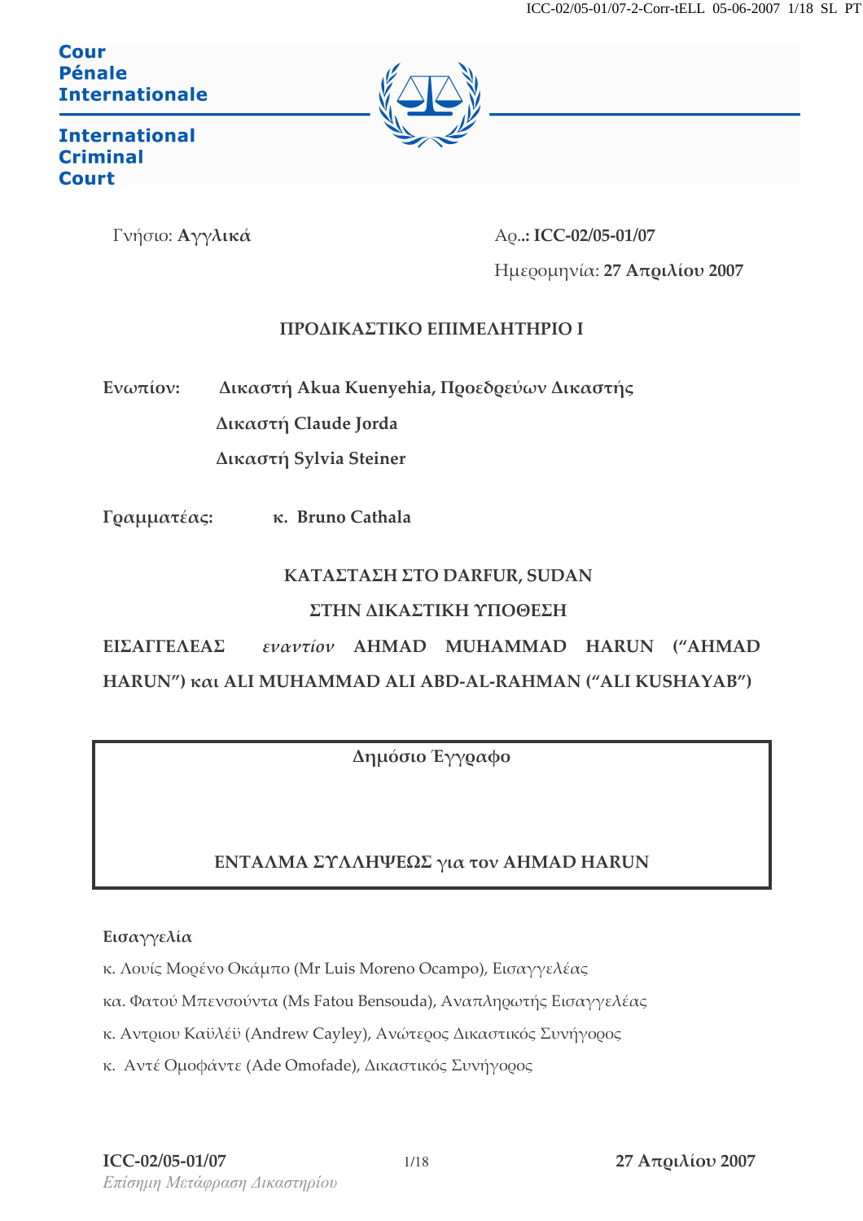**Cour Pénale Internationale**

**International Criminal Court**

Γνήσιο: **Αγγλικά**

Αρ..: **ICC-02/05-01/07**

Ημερομηνία: **27 Απριλίου 2007**

**ΠΡΟΔΙΚΑΣΤΙΚΟ ΕΠΙΜΕΛΗΤΗΡΙΟ Ι**

**Ενωπίον:** **Δικαστή Akua Kuenyehia, Προεδρεύων Δικαστής**

**Δικαστή Claude Jorda**

**Δικαστή Sylvia Steiner**

**Γραμματέας:** **κ. Bruno Cathala**

**ΚΑΤΑΣΤΑΣΗ ΣΤΟ DARFUR, SUDAN**

**ΣΤΗΝ ΔΙΚΑΣΤΙΚΗ ΥΠΟΘΕΣΗ**

**ΕΙΣΑΓΓΕΛΕΑΣ** *εναντίον* **AHMAD MUHAMMAD HARUN (“AHMAD HARUN”) και ALI MUHAMMAD ALI ABD-AL-RAHMAN (“ALI KUSHAYAB”)**

Δημόσιο Έγγραφο

**ΕΝΤΑΛΜΑ ΣΥΛΛΗΨΕΩΣ για τον AHMAD HARUN**

**Εισαγγελία**

κ. Λουίς Μορένο Οκάμπο (Mr Luis Moreno Ocampo), Εισαγγελέας

κα. Φατού Μπενσούντα (Ms Fatou Bensouda), Αναπληρωτής Εισαγγελέας

κ. Αντριου Καϋλέϋ (Andrew Cayley), Ανώτερος Δικαστικός Συνήγορος

κ. Αντέ Ομοφάντε (Ade Omofade), Δικαστικός Συνήγορος

*Επίσημη Μετάφραση Δικαστηρίου*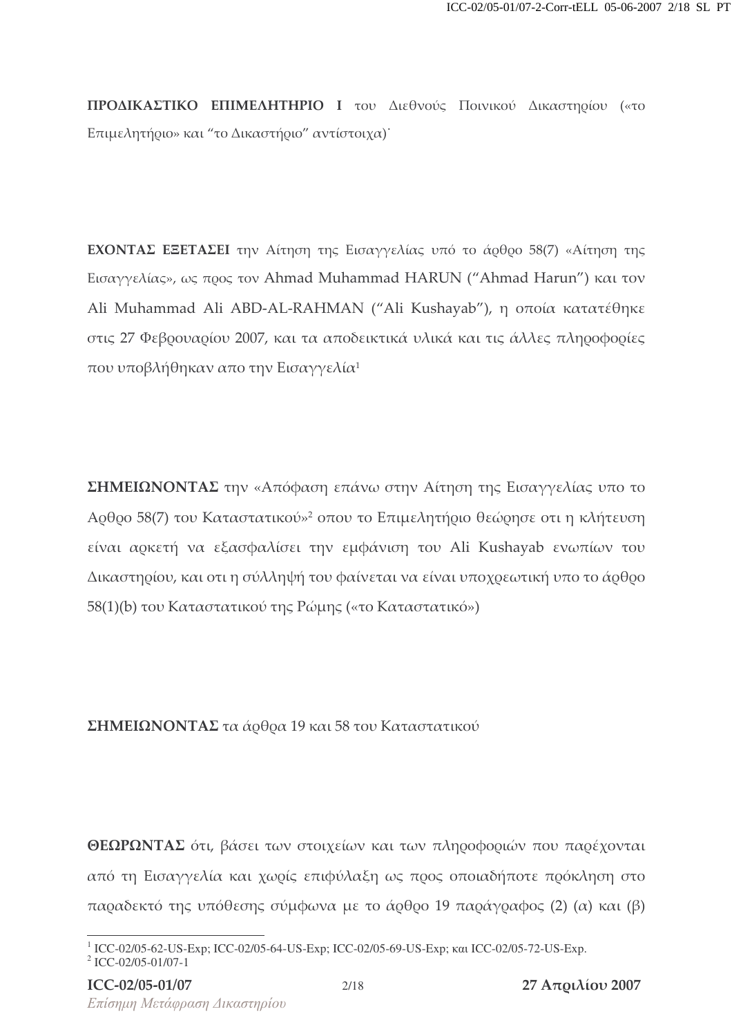**ΠΡΟΔΙΚΑΣΤΙΚΟ ΕΠΙΜΕΛΗΤΗΡΙΟ I** του Διεθνούς Ποινικού Δικαστηρίου («το Επιμελητήριο» και "το Δικαστήριο" αντίστοιχα)˙

**ΕΧΟΝΤΑΣ ΕΞΕΤΑΣΕΙ** την Αίτηση της Εισαγγελίας υπό το άρθρο 58(7) «Αίτηση της Εισαγγελίας», ως προς τον Ahmad Muhammad HARUN ("Ahmad Harun") και τον Ali Muhammad Ali ABD-AL-RAHMAN ("Ali Kushayab"), η οποία κατατέθηκε στις 27 Φεβρουαρίου 2007, και τα αποδεικτικά υλικά και τις άλλες πληροφορίες που υποβλήθηκαν απο την Εισαγγελία[1]

**ΣΗΜΕΙΩΝΟΝΤΑΣ** την «Απόφαση επάνω στην Αίτηση της Εισαγγελίας υπο το Αρθρο 58(7) του Καταστατικού»[2] οπου το Επιμελητήριο θεώρησε οτι η κλήτευση είναι αρκετή να εξασφαλίσει την εμφάνιση του Ali Kushayab ενωπίων του Δικαστηρίου, και οτι η σύλληψή του φαίνεται να είναι υποχρεωτική υπο το άρθρο 58(1)(b) του Καταστατικού της Ρώμης («το Καταστατικό»)

**ΣΗΜΕΙΩΝΟΝΤΑΣ** τα άρθρα 19 και 58 του Καταστατικού

**ΘΕΩΡΩΝΤΑΣ** ότι, βάσει των στοιχείων και των πληροφοριών που παρέχονται από τη Εισαγγελία και χωρίς επιφύλαξη ως προς οποιαδήποτε πρόκληση στο παραδεκτό της υπόθεσης σύμφωνα με το άρθρο 19 παράγραφος (2) (α) και (β)

---

[1] ICC-02/05-62-US-Exp; ICC-02/05-64-US-Exp; ICC-02/05-69-US-Exp; και ICC-02/05-72-US-Exp.

[2] ICC-02/05-01/07-1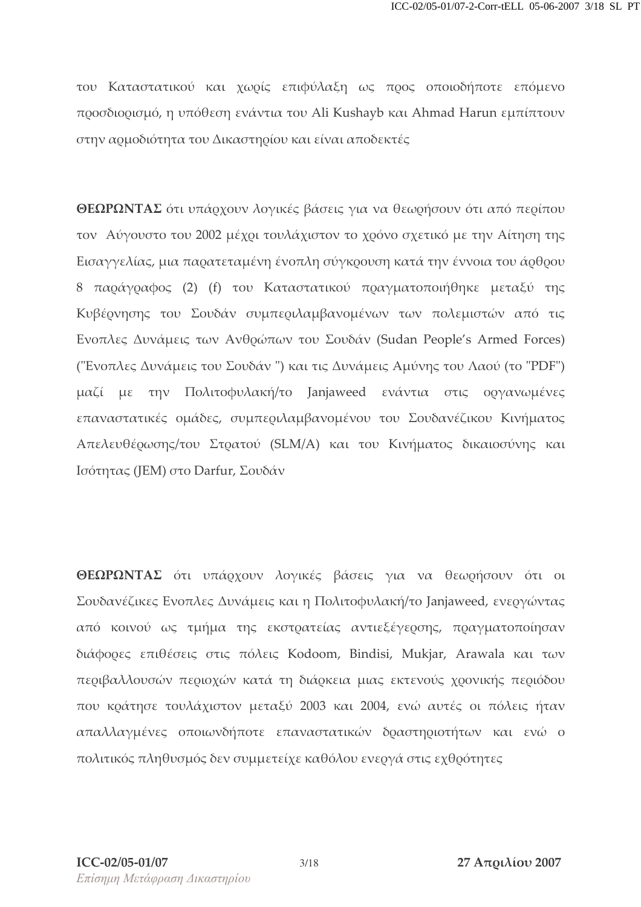του Καταστατικού και χωρίς επιφύλαξη ως προς οποιοδήποτε επόμενο προσδιορισμό, η υπόθεση ενάντια του Ali Kushayb και Ahmad Harun εμπίπτουν στην αρμοδιότητα του Δικαστηρίου και είναι αποδεκτές

**ΘΕΩΡΩΝΤΑΣ** ότι υπάρχουν λογικές βάσεις για να θεωρήσουν ότι από περίπου τον Αύγουστο του 2002 μέχρι τουλάχιστον το χρόνο σχετικό με την Αίτηση της Εισαγγελίας, μια παρατεταμένη ένοπλη σύγκρουση κατά την έννοια του άρθρου 8 παράγραφος (2) (f) του Καταστατικού πραγματοποιήθηκε μεταξύ της Κυβέρνησης του Σουδάν συμπεριλαμβανομένων των πολεμιστών από τις Ενοπλες Δυνάμεις των Ανθρώπων του Σουδάν (Sudan People's Armed Forces) ("Ενοπλες Δυνάμεις του Σουδάν ") και τις Δυνάμεις Αμύνης του Λαού (το "PDF") μαζί με την Πολιτοφυλακή/το Janjaweed ενάντια στις οργανωμένες επαναστατικές ομάδες, συμπεριλαμβανομένου του Σουδανέζικου Κινήματος Απελευθέρωσης/του Στρατού (SLM/A) και του Κινήματος δικαιοσύνης και Ισότητας (JEM) στο Darfur, Σουδάν

**ΘΕΩΡΩΝΤΑΣ** ότι υπάρχουν λογικές βάσεις για να θεωρήσουν ότι οι Σουδανέζικες Ενοπλες Δυνάμεις και η Πολιτοφυλακή/το Janjaweed, ενεργώντας από κοινού ως τμήμα της εκστρατείας αντιεξέγερσης, πραγματοποίησαν διάφορες επιθέσεις στις πόλεις Kodoom, Bindisi, Mukjar, Arawala και των περιβαλλουσών περιοχών κατά τη διάρκεια μιας εκτενούς χρονικής περιόδου που κράτησε τουλάχιστον μεταξύ 2003 και 2004, ενώ αυτές οι πόλεις ήταν απαλλαγμένες οποιωνδήποτε επαναστατικών δραστηριοτήτων και ενώ ο πολιτικός πληθυσμός δεν συμμετείχε καθόλου ενεργά στις εχθρότητες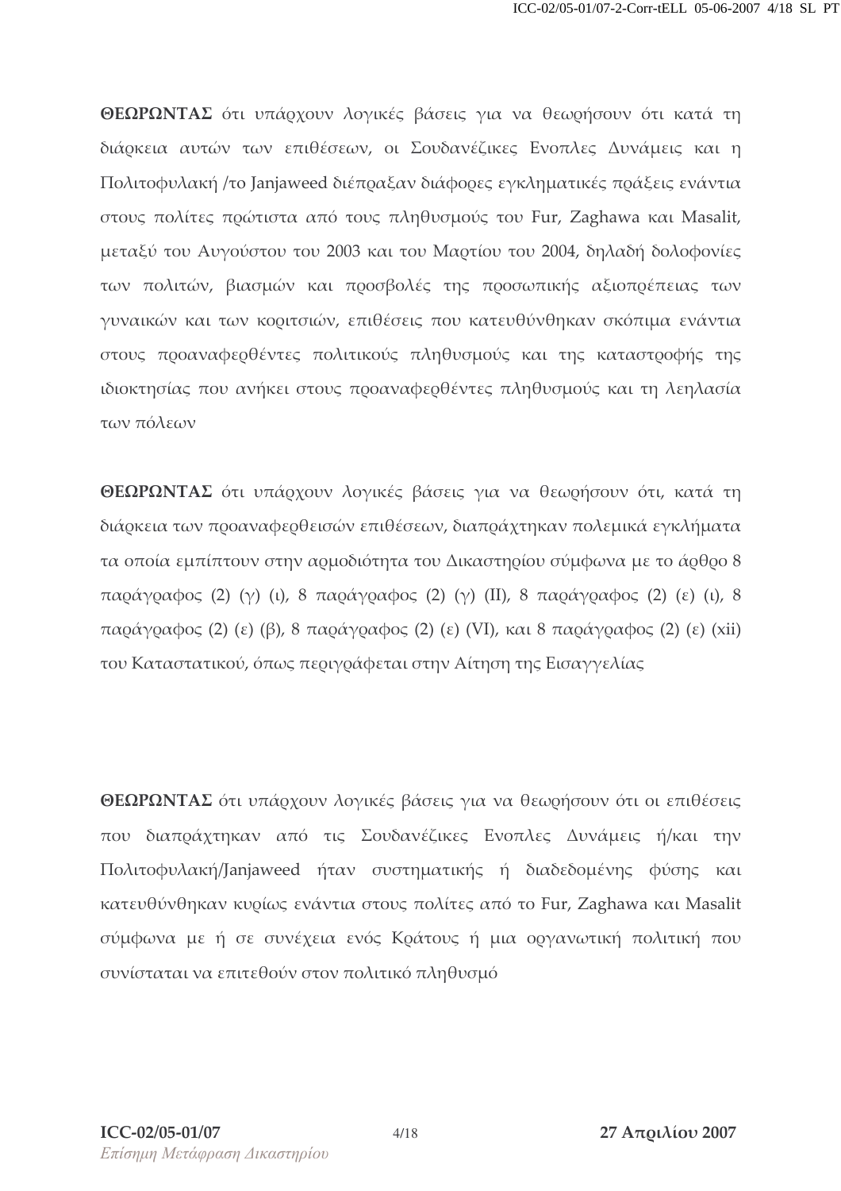**ΘΕΩΡΩΝΤΑΣ** ότι υπάρχουν λογικές βάσεις για να θεωρήσουν ότι κατά τη διάρκεια αυτών των επιθέσεων, οι Σουδανέζικες Ενοπλες Δυνάμεις και η Πολιτοφυλακή /το Janjaweed διέπραξαν διάφορες εγκληματικές πράξεις ενάντια στους πολίτες πρώτιστα από τους πληθυσμούς του Fur, Zaghawa και Masalit, μεταξύ του Αυγούστου του 2003 και του Μαρτίου του 2004, δηλαδή δολοφονίες των πολιτών, βιασμών και προσβολές της προσωπικής αξιοπρέπειας των γυναικών και των κοριτσιών, επιθέσεις που κατευθύνθηκαν σκόπιμα ενάντια στους προαναφερθέντες πολιτικούς πληθυσμούς και της καταστροφής της ιδιοκτησίας που ανήκει στους προαναφερθέντες πληθυσμούς και τη λεηλασία των πόλεων

**ΘΕΩΡΩΝΤΑΣ** ότι υπάρχουν λογικές βάσεις για να θεωρήσουν ότι, κατά τη διάρκεια των προαναφερθεισών επιθέσεων, διαπράχτηκαν πολεμικά εγκλήματα τα οποία εμπίπτουν στην αρμοδιότητα του Δικαστηρίου σύμφωνα με το άρθρο 8 παράγραφος (2) (γ) (ι), 8 παράγραφος (2) (γ) (II), 8 παράγραφος (2) (ε) (ι), 8 παράγραφος (2) (ε) (β), 8 παράγραφος (2) (ε) (VI), και 8 παράγραφος (2) (ε) (xii) του Καταστατικού, όπως περιγράφεται στην Αίτηση της Εισαγγελίας

**ΘΕΩΡΩΝΤΑΣ** ότι υπάρχουν λογικές βάσεις για να θεωρήσουν ότι οι επιθέσεις που διαπράχτηκαν από τις Σουδανέζικες Ενοπλες Δυνάμεις ή/και την Πολιτοφυλακή/Janjaweed ήταν συστηματικής ή διαδεδομένης φύσης και κατευθύνθηκαν κυρίως ενάντια στους πολίτες από το Fur, Zaghawa και Masalit σύμφωνα με ή σε συνέχεια ενός Κράτους ή μια οργανωτική πολιτική που συνίσταται να επιτεθούν στον πολιτικό πληθυσμό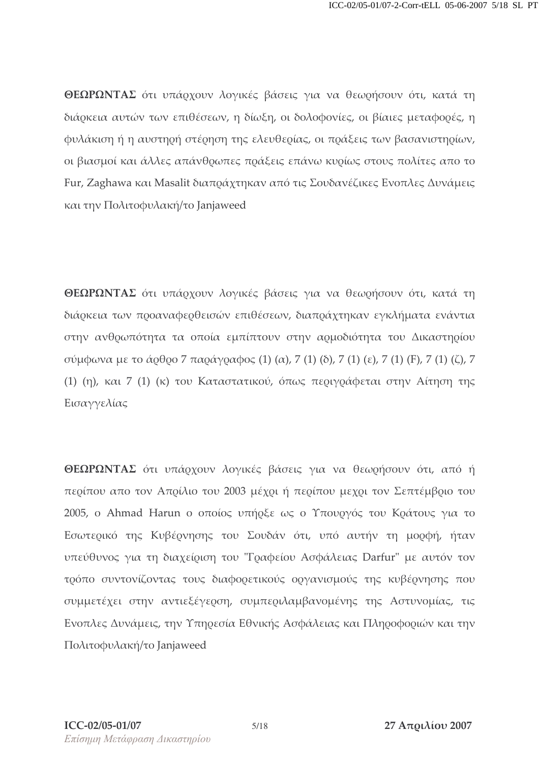**ΘΕΩΡΩΝΤΑΣ** ότι υπάρχουν λογικές βάσεις για να θεωρήσουν ότι, κατά τη διάρκεια αυτών των επιθέσεων, η δίωξη, οι δολοφονίες, οι βίαιες μεταφορές, η φυλάκιση ή η αυστηρή στέρηση της ελευθερίας, οι πράξεις των βασανιστηρίων, οι βιασμοί και άλλες απάνθρωπες πράξεις επάνω κυρίως στους πολίτες απο το Fur, Zaghawa και Masalit διαπράχτηκαν από τις Σουδανέζικες Ενοπλες Δυνάμεις και την Πολιτοφυλακή/το Janjaweed

**ΘΕΩΡΩΝΤΑΣ** ότι υπάρχουν λογικές βάσεις για να θεωρήσουν ότι, κατά τη διάρκεια των προαναφερθεισών επιθέσεων, διαπράχτηκαν εγκλήματα ενάντια στην ανθρωπότητα τα οποία εμπίπτουν στην αρμοδιότητα του Δικαστηρίου σύμφωνα με το άρθρο 7 παράγραφος (1) (α), 7 (1) (δ), 7 (1) (ε), 7 (1) (F), 7 (1) (ζ), 7 (1) (η), και 7 (1) (κ) του Καταστατικού, όπως περιγράφεται στην Αίτηση της Εισαγγελίας

**ΘΕΩΡΩΝΤΑΣ** ότι υπάρχουν λογικές βάσεις για να θεωρήσουν ότι, από ή περίπου απο τον Απρίλιο του 2003 μέχρι ή περίπου μεχρι τον Σεπτέμβριο του 2005, ο Ahmad Harun ο οποίος υπήρξε ως ο Υπουργός του Κράτους για το Εσωτερικό της Κυβέρνησης του Σουδάν ότι, υπό αυτήν τη μορφή, ήταν υπεύθυνος για τη διαχείριση του "Γραφείου Ασφάλειας Darfur" με αυτόν τον τρόπο συντονίζοντας τους διαφορετικούς οργανισμούς της κυβέρνησης που συμμετέχει στην αντιεξέγερση, συμπεριλαμβανομένης της Αστυνομίας, τις Ενοπλες Δυνάμεις, την Υπηρεσία Εθνικής Ασφάλειας και Πληροφοριών και την Πολιτοφυλακή/το Janjaweed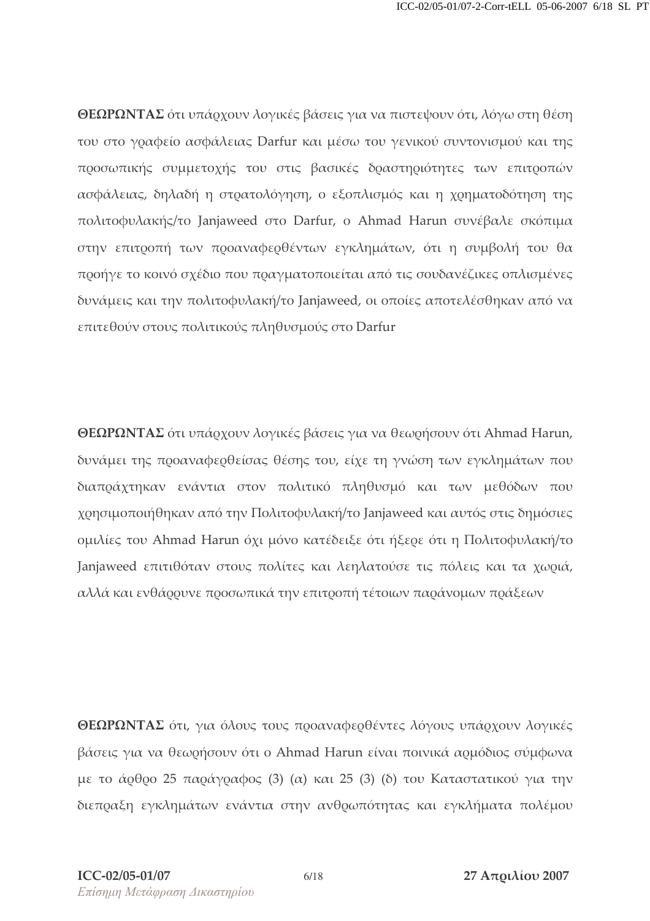**ΘΕΩΡΩΝΤΑΣ** ότι υπάρχουν λογικές βάσεις για να πιστεψουν ότι, λόγω στη θέση του στο γραφείο ασφάλειας Darfur και μέσω του γενικού συντονισμού και της προσωπικής συμμετοχής του στις βασικές δραστηριότητες των επιτροπών ασφάλειας, δηλαδή η στρατολόγηση, ο εξοπλισμός και η χρηματοδότηση της πολιτοφυλακής/το Janjaweed στο Darfur, ο Ahmad Harun συνέβαλε σκόπιμα στην επιτροπή των προαναφερθέντων εγκλημάτων, ότι η συμβολή του θα προήγε το κοινό σχέδιο που πραγματοποιείται από τις σουδανέζικες οπλισμένες δυνάμεις και την πολιτοφυλακή/το Janjaweed, οι οποίες αποτελέσθηκαν από να επιτεθούν στους πολιτικούς πληθυσμούς στο Darfur

**ΘΕΩΡΩΝΤΑΣ** ότι υπάρχουν λογικές βάσεις για να θεωρήσουν ότι Ahmad Harun, δυνάμει της προαναφερθείσας θέσης του, είχε τη γνώση των εγκλημάτων που διαπράχτηκαν ενάντια στον πολιτικό πληθυσμό και των μεθόδων που χρησιμοποιήθηκαν από την Πολιτοφυλακή/το Janjaweed και αυτός στις δημόσιες ομιλίες του Ahmad Harun όχι μόνο κατέδειξε ότι ήξερε ότι η Πολιτοφυλακή/το Janjaweed επιτιθόταν στους πολίτες και λεηλατούσε τις πόλεις και τα χωριά, αλλά και ενθάρρυνε προσωπικά την επιτροπή τέτοιων παράνομων πράξεων

**ΘΕΩΡΩΝΤΑΣ** ότι, για όλους τους προαναφερθέντες λόγους υπάρχουν λογικές βάσεις για να θεωρήσουν ότι ο Ahmad Harun είναι ποινικά αρμόδιος σύμφωνα με το άρθρο 25 παράγραφος (3) (α) και 25 (3) (δ) του Καταστατικού για την διεπραξη εγκλημάτων ενάντια στην ανθρωπότητας και εγκλήματα πολέμου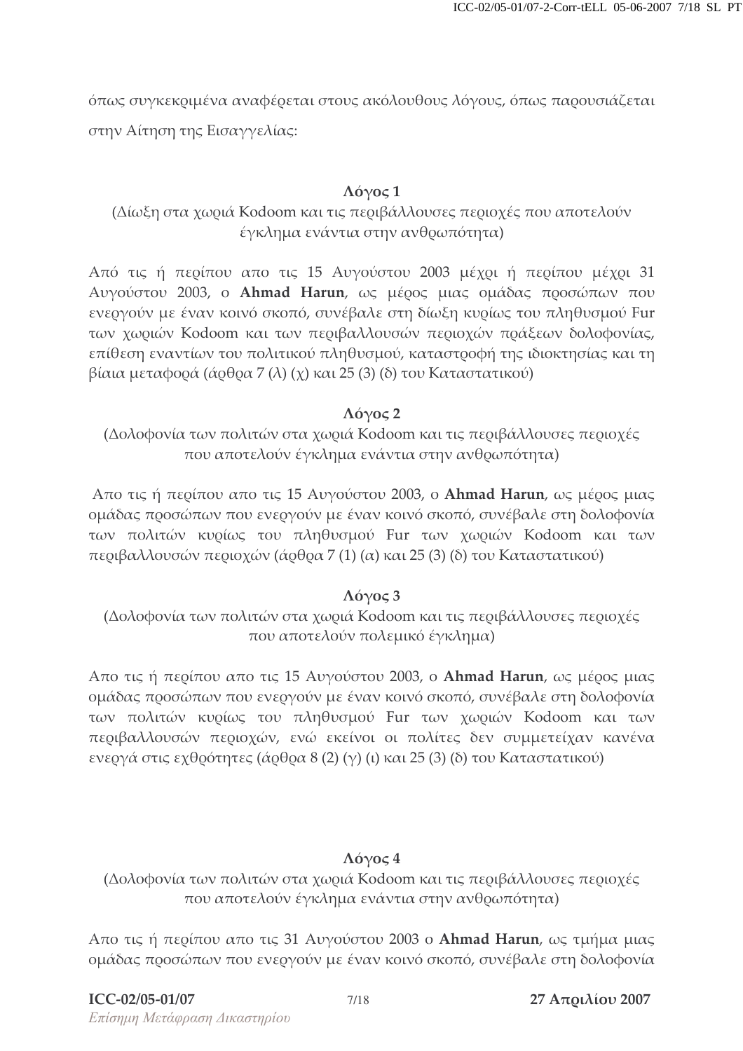όπως συγκεκριμένα αναφέρεται στους ακόλουθους λόγους, όπως παρουσιάζεται στην Αίτηση της Εισαγγελίας:

**Λόγος 1**

(Δίωξη στα χωριά Kodoom και τις περιβάλλουσες περιοχές που αποτελούν έγκλημα ενάντια στην ανθρωπότητα)

Από τις ή περίπου απο τις 15 Αυγούστου 2003 μέχρι ή περίπου μέχρι 31 Αυγούστου 2003, ο **Ahmad Harun**, ως μέρος μιας ομάδας προσώπων που ενεργούν με έναν κοινό σκοπό, συνέβαλε στη δίωξη κυρίως του πληθυσμού Fur των χωριών Kodoom και των περιβαλλουσών περιοχών πράξεων δολοφονίας, επίθεση εναντίων του πολιτικού πληθυσμού, καταστροφή της ιδιοκτησίας και τη βίαια μεταφορά (άρθρα 7 (λ) (χ) και 25 (3) (δ) του Καταστατικού)

**Λόγος 2**

(Δολοφονία των πολιτών στα χωριά Kodoom και τις περιβάλλουσες περιοχές που αποτελούν έγκλημα ενάντια στην ανθρωπότητα)

Απο τις ή περίπου απο τις 15 Αυγούστου 2003, ο **Ahmad Harun**, ως μέρος μιας ομάδας προσώπων που ενεργούν με έναν κοινό σκοπό, συνέβαλε στη δολοφονία των πολιτών κυρίως του πληθυσμού Fur των χωριών Kodoom και των περιβαλλουσών περιοχών (άρθρα 7 (1) (α) και 25 (3) (δ) του Καταστατικού)

**Λόγος 3**

(Δολοφονία των πολιτών στα χωριά Kodoom και τις περιβάλλουσες περιοχές που αποτελούν πολεμικό έγκλημα)

Απο τις ή περίπου απο τις 15 Αυγούστου 2003, ο **Ahmad Harun**, ως μέρος μιας ομάδας προσώπων που ενεργούν με έναν κοινό σκοπό, συνέβαλε στη δολοφονία των πολιτών κυρίως του πληθυσμού Fur των χωριών Kodoom και των περιβαλλουσών περιοχών, ενώ εκείνοι οι πολίτες δεν συμμετείχαν κανένα ενεργά στις εχθρότητες (άρθρα 8 (2) (γ) (ι) και 25 (3) (δ) του Καταστατικού)

**Λόγος 4**

(Δολοφονία των πολιτών στα χωριά Kodoom και τις περιβάλλουσες περιοχές που αποτελούν έγκλημα ενάντια στην ανθρωπότητα)

Απο τις ή περίπου απο τις 31 Αυγούστου 2003 ο **Ahmad Harun**, ως τμήμα μιας ομάδας προσώπων που ενεργούν με έναν κοινό σκοπό, συνέβαλε στη δολοφονία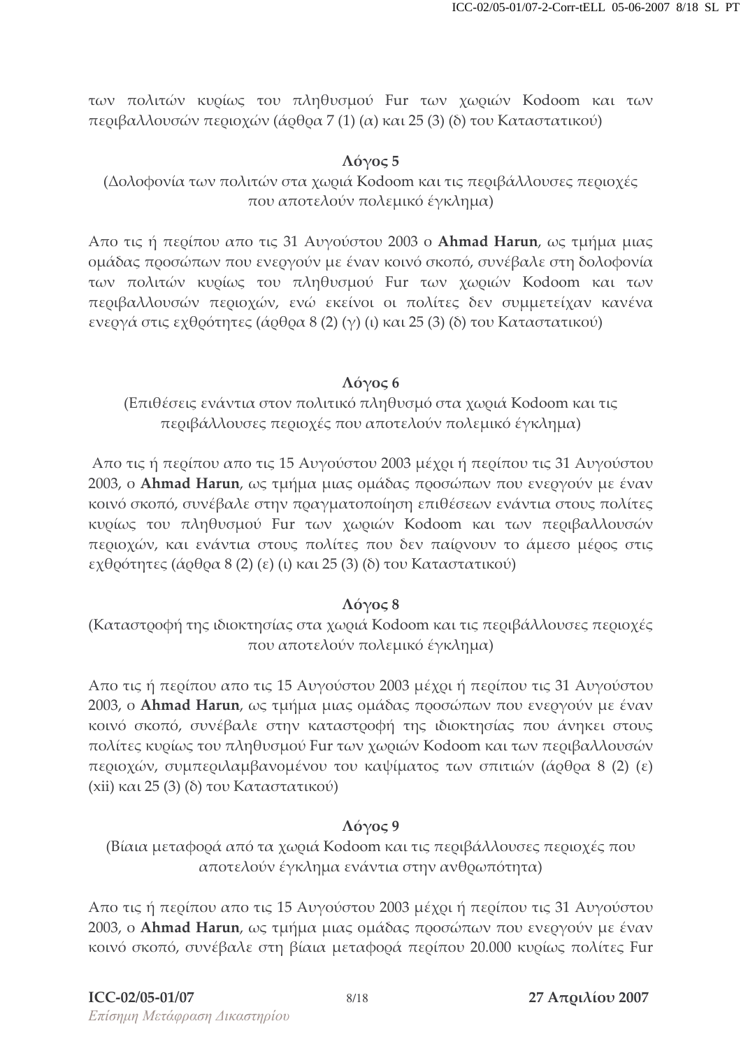των πολιτών κυρίως του πληθυσμού Fur των χωριών Kodoom και των περιβαλλουσών περιοχών (άρθρα 7 (1) (α) και 25 (3) (δ) του Καταστατικού)

**Λόγος 5**

(Δολοφονία των πολιτών στα χωριά Kodoom και τις περιβάλλουσες περιοχές που αποτελούν πολεμικό έγκλημα)

Απο τις ή περίπου απο τις 31 Αυγούστου 2003 ο **Ahmad Harun**, ως τμήμα μιας ομάδας προσώπων που ενεργούν με έναν κοινό σκοπό, συνέβαλε στη δολοφονία των πολιτών κυρίως του πληθυσμού Fur των χωριών Kodoom και των περιβαλλουσών περιοχών, ενώ εκείνοι οι πολίτες δεν συμμετείχαν κανένα ενεργά στις εχθρότητες (άρθρα 8 (2) (γ) (ι) και 25 (3) (δ) του Καταστατικού)

**Λόγος 6**

(Επιθέσεις ενάντια στον πολιτικό πληθυσμό στα χωριά Kodoom και τις περιβάλλουσες περιοχές που αποτελούν πολεμικό έγκλημα)

Απο τις ή περίπου απο τις 15 Αυγούστου 2003 μέχρι ή περίπου τις 31 Αυγούστου 2003, ο **Ahmad Harun**, ως τμήμα μιας ομάδας προσώπων που ενεργούν με έναν κοινό σκοπό, συνέβαλε στην πραγματοποίηση επιθέσεων ενάντια στους πολίτες κυρίως του πληθυσμού Fur των χωριών Kodoom και των περιβαλλουσών περιοχών, και ενάντια στους πολίτες που δεν παίρνουν το άμεσο μέρος στις εχθρότητες (άρθρα 8 (2) (ε) (ι) και 25 (3) (δ) του Καταστατικού)

**Λόγος 8**

(Καταστροφή της ιδιοκτησίας στα χωριά Kodoom και τις περιβάλλουσες περιοχές που αποτελούν πολεμικό έγκλημα)

Απο τις ή περίπου απο τις 15 Αυγούστου 2003 μέχρι ή περίπου τις 31 Αυγούστου 2003, ο **Ahmad Harun**, ως τμήμα μιας ομάδας προσώπων που ενεργούν με έναν κοινό σκοπό, συνέβαλε στην καταστροφή της ιδιοκτησίας που άνηκει στους πολίτες κυρίως του πληθυσμού Fur των χωριών Kodoom και των περιβαλλουσών περιοχών, συμπεριλαμβανομένου του καψίματος των σπιτιών (άρθρα 8 (2) (ε) (xii) και 25 (3) (δ) του Καταστατικού)

**Λόγος 9**

(Βίαια μεταφορά από τα χωριά Kodoom και τις περιβάλλουσες περιοχές που αποτελούν έγκλημα ενάντια στην ανθρωπότητα)

Απο τις ή περίπου απο τις 15 Αυγούστου 2003 μέχρι ή περίπου τις 31 Αυγούστου 2003, ο **Ahmad Harun**, ως τμήμα μιας ομάδας προσώπων που ενεργούν με έναν κοινό σκοπό, συνέβαλε στη βίαια μεταφορά περίπου 20.000 κυρίως πολίτες Fur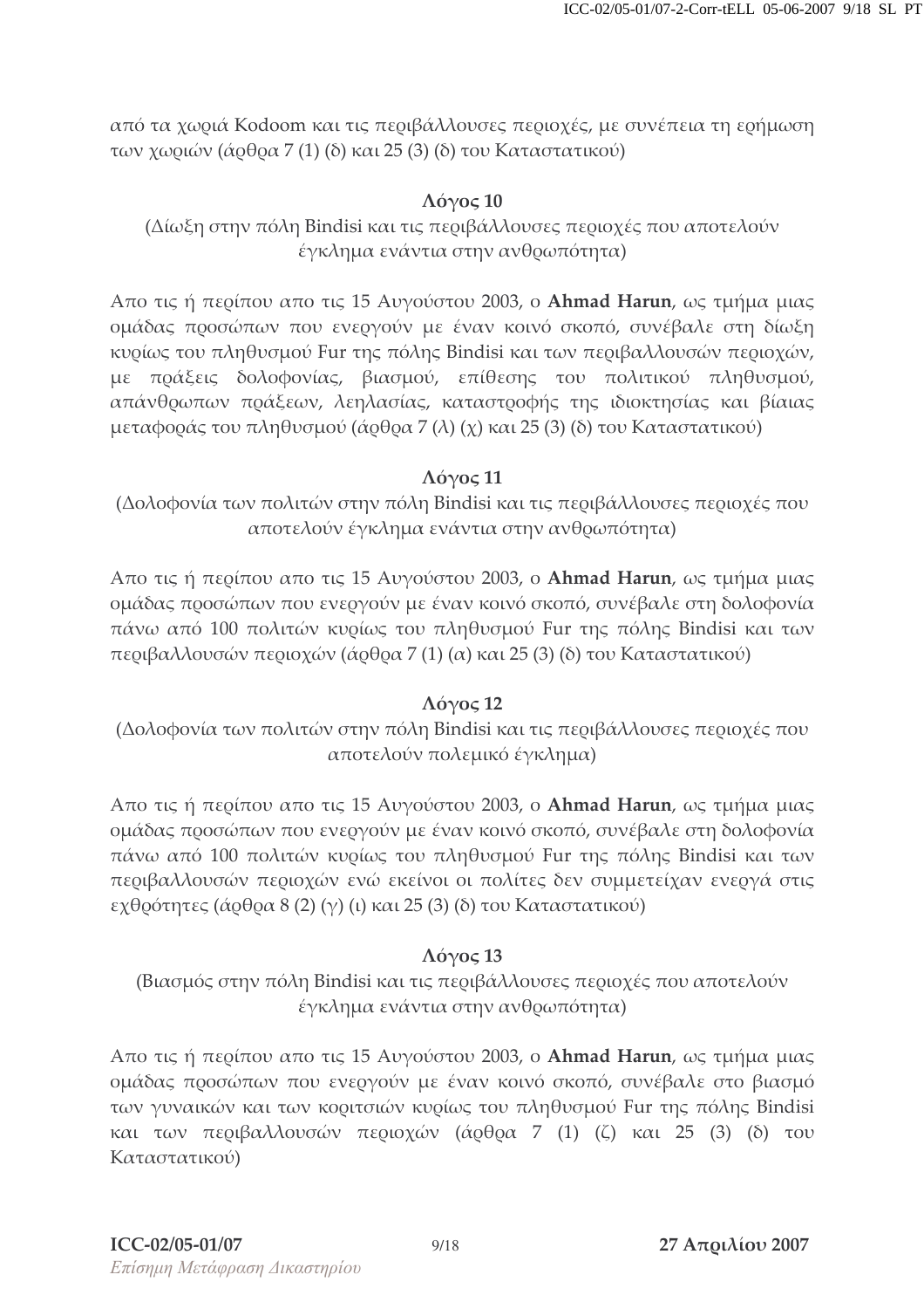από τα χωριά Kodoom και τις περιβάλλουσες περιοχές, με συνέπεια τη ερήμωση των χωριών (άρθρα 7 (1) (δ) και 25 (3) (δ) του Καταστατικού)

### Λόγος 10

(Δίωξη στην πόλη Bindisi και τις περιβάλλουσες περιοχές που αποτελούν έγκλημα ενάντια στην ανθρωπότητα)

Απο τις ή περίπου απο τις 15 Αυγούστου 2003, ο **Ahmad Harun**, ως τμήμα μιας ομάδας προσώπων που ενεργούν με έναν κοινό σκοπό, συνέβαλε στη δίωξη κυρίως του πληθυσμού Fur της πόλης Bindisi και των περιβαλλουσών περιοχών, με πράξεις δολοφονίας, βιασμού, επίθεσης του πολιτικού πληθυσμού, απάνθρωπων πράξεων, λεηλασίας, καταστροφής της ιδιοκτησίας και βίαιας μεταφοράς του πληθυσμού (άρθρα 7 (λ) (χ) και 25 (3) (δ) του Καταστατικού)

### Λόγος 11

(Δολοφονία των πολιτών στην πόλη Bindisi και τις περιβάλλουσες περιοχές που αποτελούν έγκλημα ενάντια στην ανθρωπότητα)

Απο τις ή περίπου απο τις 15 Αυγούστου 2003, ο **Ahmad Harun**, ως τμήμα μιας ομάδας προσώπων που ενεργούν με έναν κοινό σκοπό, συνέβαλε στη δολοφονία πάνω από 100 πολιτών κυρίως του πληθυσμού Fur της πόλης Bindisi και των περιβαλλουσών περιοχών (άρθρα 7 (1) (α) και 25 (3) (δ) του Καταστατικού)

### Λόγος 12

(Δολοφονία των πολιτών στην πόλη Bindisi και τις περιβάλλουσες περιοχές που αποτελούν πολεμικό έγκλημα)

Απο τις ή περίπου απο τις 15 Αυγούστου 2003, ο **Ahmad Harun**, ως τμήμα μιας ομάδας προσώπων που ενεργούν με έναν κοινό σκοπό, συνέβαλε στη δολοφονία πάνω από 100 πολιτών κυρίως του πληθυσμού Fur της πόλης Bindisi και των περιβαλλουσών περιοχών ενώ εκείνοι οι πολίτες δεν συμμετείχαν ενεργά στις εχθρότητες (άρθρα 8 (2) (γ) (ι) και 25 (3) (δ) του Καταστατικού)

### Λόγος 13

(Βιασμός στην πόλη Bindisi και τις περιβάλλουσες περιοχές που αποτελούν έγκλημα ενάντια στην ανθρωπότητα)

Απο τις ή περίπου απο τις 15 Αυγούστου 2003, ο **Ahmad Harun**, ως τμήμα μιας ομάδας προσώπων που ενεργούν με έναν κοινό σκοπό, συνέβαλε στο βιασμό των γυναικών και των κοριτσιών κυρίως του πληθυσμού Fur της πόλης Bindisi και των περιβαλλουσών περιοχών (άρθρα 7 (1) (ζ) και 25 (3) (δ) του Καταστατικού)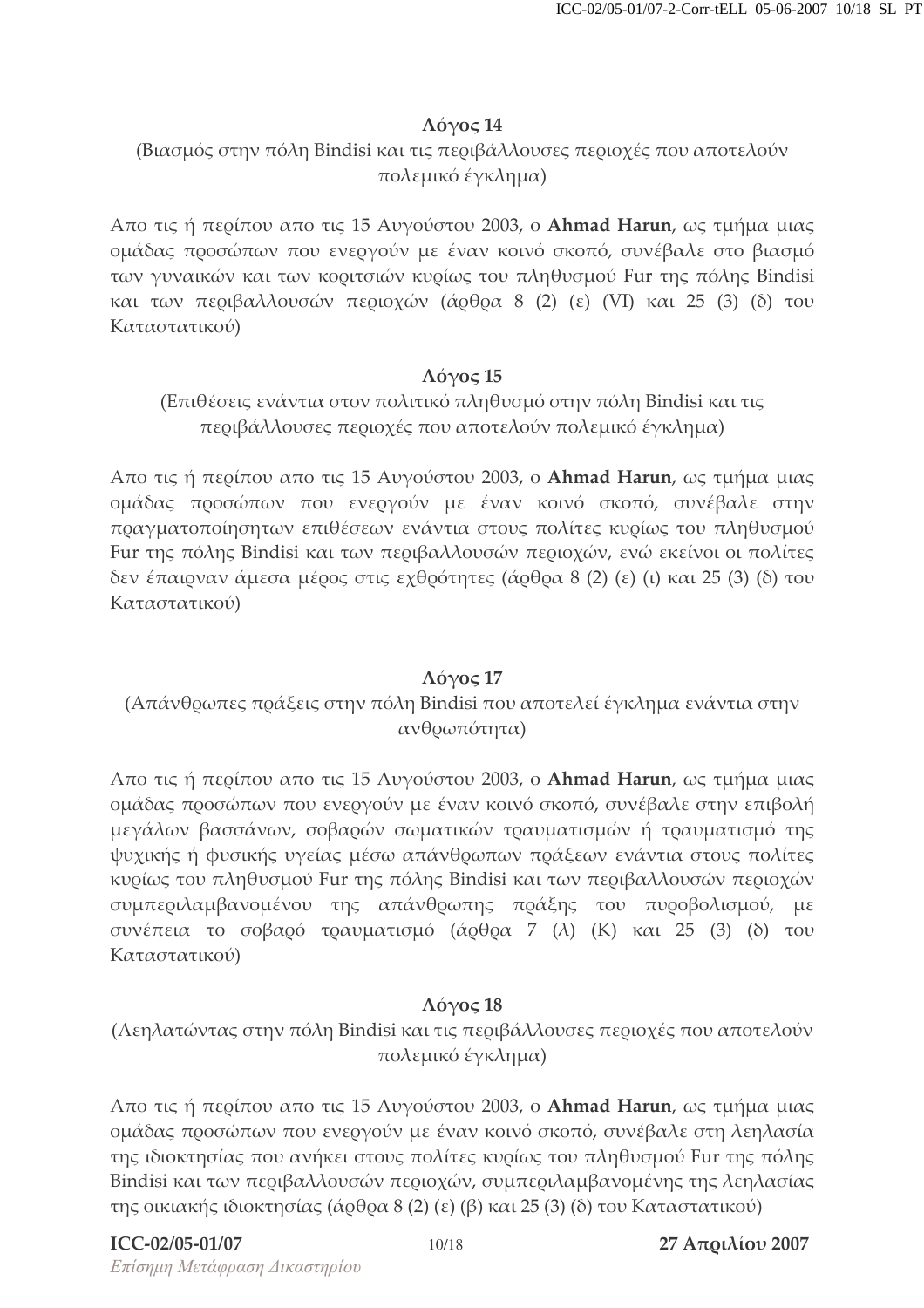## Λόγος 14

(Βιασμός στην πόλη Bindisi και τις περιβάλλουσες περιοχές που αποτελούν πολεμικό έγκλημα)

Απο τις ή περίπου απο τις 15 Αυγούστου 2003, ο **Ahmad Harun**, ως τμήμα μιας ομάδας προσώπων που ενεργούν με έναν κοινό σκοπό, συνέβαλε στο βιασμό των γυναικών και των κοριτσιών κυρίως του πληθυσμού Fur της πόλης Bindisi και των περιβαλλουσών περιοχών (άρθρα 8 (2) (ε) (VI) και 25 (3) (δ) του Καταστατικού)

## Λόγος 15

(Επιθέσεις ενάντια στον πολιτικό πληθυσμό στην πόλη Bindisi και τις περιβάλλουσες περιοχές που αποτελούν πολεμικό έγκλημα)

Απο τις ή περίπου απο τις 15 Αυγούστου 2003, ο **Ahmad Harun**, ως τμήμα μιας ομάδας προσώπων που ενεργούν με έναν κοινό σκοπό, συνέβαλε στην πραγματοποίησητων επιθέσεων ενάντια στους πολίτες κυρίως του πληθυσμού Fur της πόλης Bindisi και των περιβαλλουσών περιοχών, ενώ εκείνοι οι πολίτες δεν έπαιρναν άμεσα μέρος στις εχθρότητες (άρθρα 8 (2) (ε) (ι) και 25 (3) (δ) του Καταστατικού)

## Λόγος 17

(Απάνθρωπες πράξεις στην πόλη Bindisi που αποτελεί έγκλημα ενάντια στην ανθρωπότητα)

Απο τις ή περίπου απο τις 15 Αυγούστου 2003, ο **Ahmad Harun**, ως τμήμα μιας ομάδας προσώπων που ενεργούν με έναν κοινό σκοπό, συνέβαλε στην επιβολή μεγάλων βασσάνων, σοβαρών σωματικών τραυματισμών ή τραυματισμό της ψυχικής ή φυσικής υγείας μέσω απάνθρωπων πράξεων ενάντια στους πολίτες κυρίως του πληθυσμού Fur της πόλης Bindisi και των περιβαλλουσών περιοχών συμπεριλαμβανομένου της απάνθρωπης πράξης του πυροβολισμού, με συνέπεια το σοβαρό τραυματισμό (άρθρα 7 (λ) (K) και 25 (3) (δ) του Καταστατικού)

## Λόγος 18

(Λεηλατώντας στην πόλη Bindisi και τις περιβάλλουσες περιοχές που αποτελούν πολεμικό έγκλημα)

Απο τις ή περίπου απο τις 15 Αυγούστου 2003, ο **Ahmad Harun**, ως τμήμα μιας ομάδας προσώπων που ενεργούν με έναν κοινό σκοπό, συνέβαλε στη λεηλασία της ιδιοκτησίας που ανήκει στους πολίτες κυρίως του πληθυσμού Fur της πόλης Bindisi και των περιβαλλουσών περιοχών, συμπεριλαμβανομένης της λεηλασίας της οικιακής ιδιοκτησίας (άρθρα 8 (2) (ε) (β) και 25 (3) (δ) του Καταστατικού)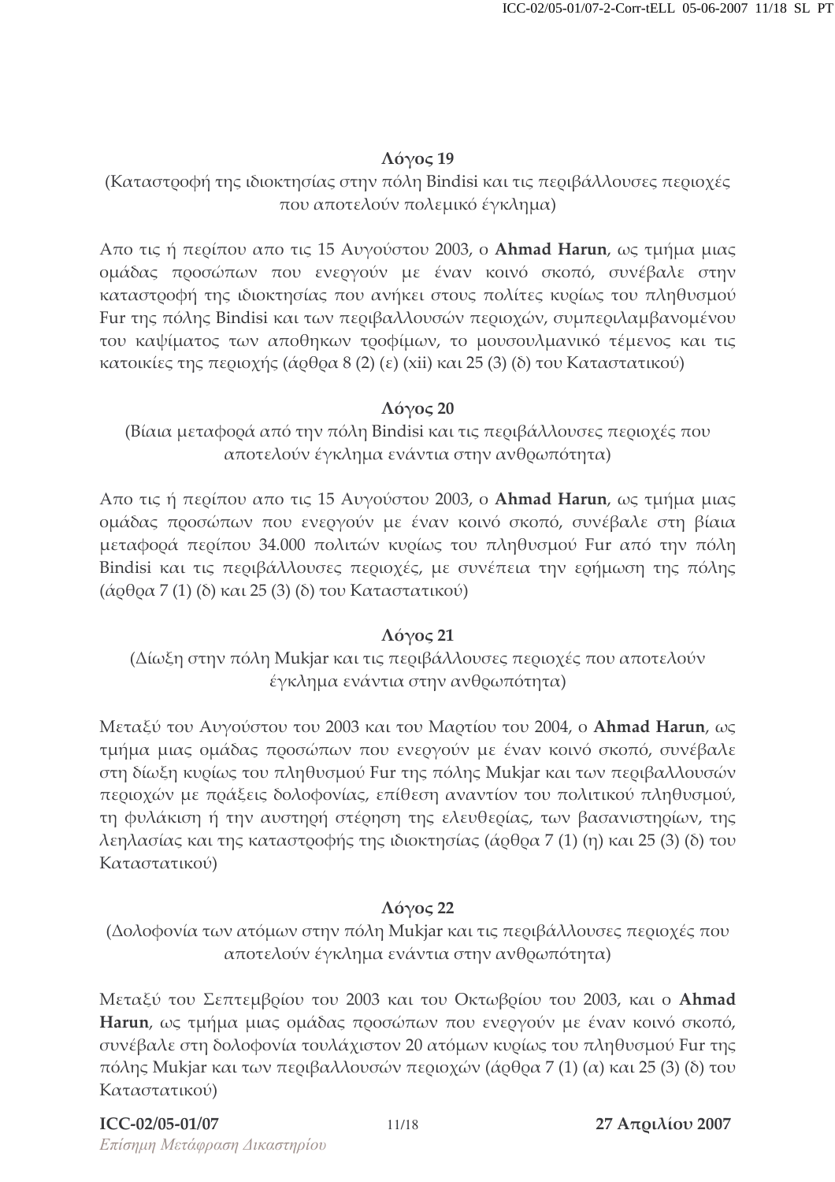### Λόγος 19

(Καταστροφή της ιδιοκτησίας στην πόλη Bindisi και τις περιβάλλουσες περιοχές που αποτελούν πολεμικό έγκλημα)

Απο τις ή περίπου απο τις 15 Αυγούστου 2003, ο **Ahmad Harun**, ως τμήμα μιας ομάδας προσώπων που ενεργούν με έναν κοινό σκοπό, συνέβαλε στην καταστροφή της ιδιοκτησίας που ανήκει στους πολίτες κυρίως του πληθυσμού Fur της πόλης Bindisi και των περιβαλλουσών περιοχών, συμπεριλαμβανομένου του καψίματος των αποθηκων τροφίμων, το μουσουλμανικό τέμενος και τις κατοικίες της περιοχής (άρθρα 8 (2) (ε) (xii) και 25 (3) (δ) του Καταστατικού)

### Λόγος 20

(Βίαια μεταφορά από την πόλη Bindisi και τις περιβάλλουσες περιοχές που αποτελούν έγκλημα ενάντια στην ανθρωπότητα)

Απο τις ή περίπου απο τις 15 Αυγούστου 2003, ο **Ahmad Harun**, ως τμήμα μιας ομάδας προσώπων που ενεργούν με έναν κοινό σκοπό, συνέβαλε στη βίαια μεταφορά περίπου 34.000 πολιτών κυρίως του πληθυσμού Fur από την πόλη Bindisi και τις περιβάλλουσες περιοχές, με συνέπεια την ερήμωση της πόλης (άρθρα 7 (1) (δ) και 25 (3) (δ) του Καταστατικού)

### Λόγος 21

(Δίωξη στην πόλη Mukjar και τις περιβάλλουσες περιοχές που αποτελούν έγκλημα ενάντια στην ανθρωπότητα)

Μεταξύ του Αυγούστου του 2003 και του Μαρτίου του 2004, ο **Ahmad Harun**, ως τμήμα μιας ομάδας προσώπων που ενεργούν με έναν κοινό σκοπό, συνέβαλε στη δίωξη κυρίως του πληθυσμού Fur της πόλης Mukjar και των περιβαλλουσών περιοχών με πράξεις δολοφονίας, επίθεση αναντίον του πολιτικού πληθυσμού, τη φυλάκιση ή την αυστηρή στέρηση της ελευθερίας, των βασανιστηρίων, της λεηλασίας και της καταστροφής της ιδιοκτησίας (άρθρα 7 (1) (η) και 25 (3) (δ) του Καταστατικού)

### Λόγος 22

(Δολοφονία των ατόμων στην πόλη Mukjar και τις περιβάλλουσες περιοχές που αποτελούν έγκλημα ενάντια στην ανθρωπότητα)

Μεταξύ του Σεπτεμβρίου του 2003 και του Οκτωβρίου του 2003, και ο **Ahmad Harun**, ως τμήμα μιας ομάδας προσώπων που ενεργούν με έναν κοινό σκοπό, συνέβαλε στη δολοφονία τουλάχιστον 20 ατόμων κυρίως του πληθυσμού Fur της πόλης Mukjar και των περιβαλλουσών περιοχών (άρθρα 7 (1) (α) και 25 (3) (δ) του Καταστατικού)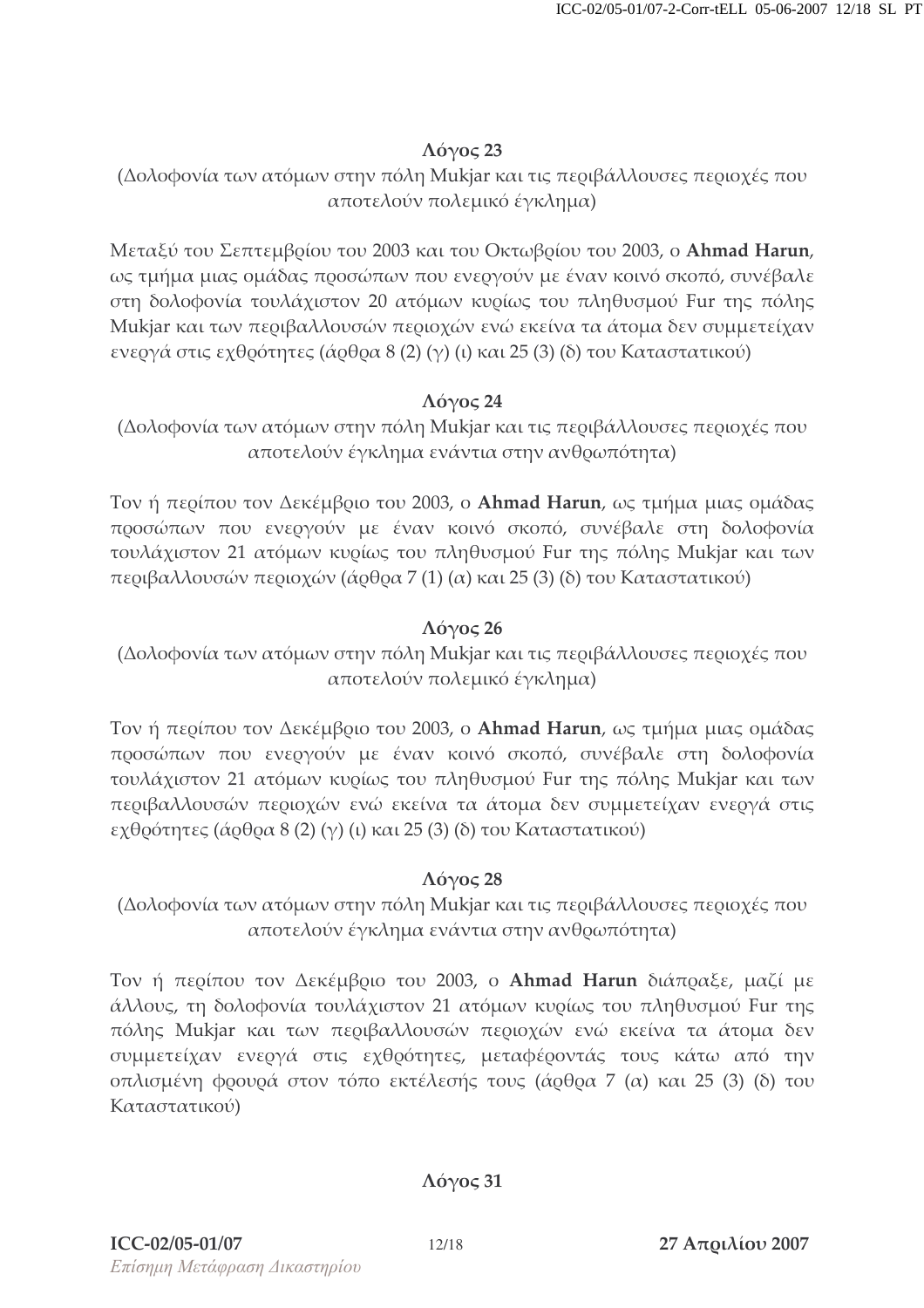### Λόγος 23

(Δολοφονία των ατόμων στην πόλη Mukjar και τις περιβάλλουσες περιοχές που αποτελούν πολεμικό έγκλημα)

Μεταξύ του Σεπτεμβρίου του 2003 και του Οκτωβρίου του 2003, ο **Ahmad Harun**, ως τμήμα μιας ομάδας προσώπων που ενεργούν με έναν κοινό σκοπό, συνέβαλε στη δολοφονία τουλάχιστον 20 ατόμων κυρίως του πληθυσμού Fur της πόλης Mukjar και των περιβαλλουσών περιοχών ενώ εκείνα τα άτομα δεν συμμετείχαν ενεργά στις εχθρότητες (άρθρα 8 (2) (γ) (ι) και 25 (3) (δ) του Καταστατικού)

### Λόγος 24

(Δολοφονία των ατόμων στην πόλη Mukjar και τις περιβάλλουσες περιοχές που αποτελούν έγκλημα ενάντια στην ανθρωπότητα)

Τον ή περίπου τον Δεκέμβριο του 2003, ο **Ahmad Harun**, ως τμήμα μιας ομάδας προσώπων που ενεργούν με έναν κοινό σκοπό, συνέβαλε στη δολοφονία τουλάχιστον 21 ατόμων κυρίως του πληθυσμού Fur της πόλης Mukjar και των περιβαλλουσών περιοχών (άρθρα 7 (1) (α) και 25 (3) (δ) του Καταστατικού)

### Λόγος 26

(Δολοφονία των ατόμων στην πόλη Mukjar και τις περιβάλλουσες περιοχές που αποτελούν πολεμικό έγκλημα)

Τον ή περίπου τον Δεκέμβριο του 2003, ο **Ahmad Harun**, ως τμήμα μιας ομάδας προσώπων που ενεργούν με έναν κοινό σκοπό, συνέβαλε στη δολοφονία τουλάχιστον 21 ατόμων κυρίως του πληθυσμού Fur της πόλης Mukjar και των περιβαλλουσών περιοχών ενώ εκείνα τα άτομα δεν συμμετείχαν ενεργά στις εχθρότητες (άρθρα 8 (2) (γ) (ι) και 25 (3) (δ) του Καταστατικού)

### Λόγος 28

(Δολοφονία των ατόμων στην πόλη Mukjar και τις περιβάλλουσες περιοχές που αποτελούν έγκλημα ενάντια στην ανθρωπότητα)

Τον ή περίπου τον Δεκέμβριο του 2003, ο **Ahmad Harun** διάπραξε, μαζί με άλλους, τη δολοφονία τουλάχιστον 21 ατόμων κυρίως του πληθυσμού Fur της πόλης Mukjar και των περιβαλλουσών περιοχών ενώ εκείνα τα άτομα δεν συμμετείχαν ενεργά στις εχθρότητες, μεταφέροντάς τους κάτω από την οπλισμένη φρουρά στον τόπο εκτέλεσής τους (άρθρα 7 (α) και 25 (3) (δ) του Καταστατικού)

### Λόγος 31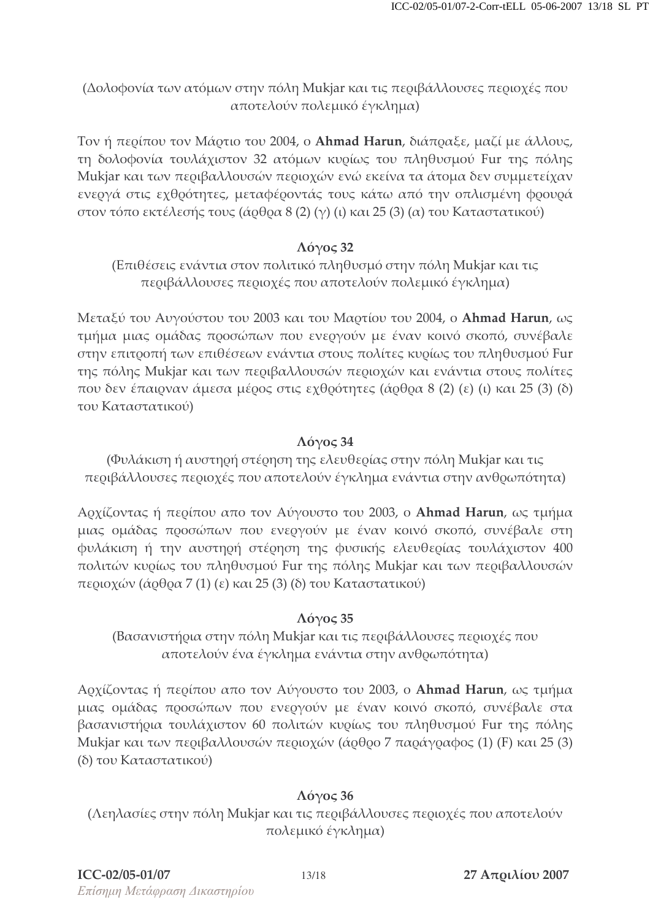(Δολοφονία των ατόμων στην πόλη Mukjar και τις περιβάλλουσες περιοχές που αποτελούν πολεμικό έγκλημα)

Τον ή περίπου τον Μάρτιο του 2004, ο **Ahmad Harun**, διάπραξε, μαζί με άλλους, τη δολοφονία τουλάχιστον 32 ατόμων κυρίως του πληθυσμού Fur της πόλης Mukjar και των περιβαλλουσών περιοχών ενώ εκείνα τα άτομα δεν συμμετείχαν ενεργά στις εχθρότητες, μεταφέροντάς τους κάτω από την οπλισμένη φρουρά στον τόπο εκτέλεσής τους (άρθρα 8 (2) (γ) (ι) και 25 (3) (α) του Καταστατικού)

**Λόγος 32**

(Επιθέσεις ενάντια στον πολιτικό πληθυσμό στην πόλη Mukjar και τις περιβάλλουσες περιοχές που αποτελούν πολεμικό έγκλημα)

Μεταξύ του Αυγούστου του 2003 και του Μαρτίου του 2004, ο **Ahmad Harun**, ως τμήμα μιας ομάδας προσώπων που ενεργούν με έναν κοινό σκοπό, συνέβαλε στην επιτροπή των επιθέσεων ενάντια στους πολίτες κυρίως του πληθυσμού Fur της πόλης Mukjar και των περιβαλλουσών περιοχών και ενάντια στους πολίτες που δεν έπαιρναν άμεσα μέρος στις εχθρότητες (άρθρα 8 (2) (ε) (ι) και 25 (3) (δ) του Καταστατικού)

**Λόγος 34**

(Φυλάκιση ή αυστηρή στέρηση της ελευθερίας στην πόλη Mukjar και τις περιβάλλουσες περιοχές που αποτελούν έγκλημα ενάντια στην ανθρωπότητα)

Αρχίζοντας ή περίπου απο τον Αύγουστο του 2003, ο **Ahmad Harun**, ως τμήμα μιας ομάδας προσώπων που ενεργούν με έναν κοινό σκοπό, συνέβαλε στη φυλάκιση ή την αυστηρή στέρηση της φυσικής ελευθερίας τουλάχιστον 400 πολιτών κυρίως του πληθυσμού Fur της πόλης Mukjar και των περιβαλλουσών περιοχών (άρθρα 7 (1) (ε) και 25 (3) (δ) του Καταστατικού)

**Λόγος 35**

(Βασανιστήρια στην πόλη Mukjar και τις περιβάλλουσες περιοχές που αποτελούν ένα έγκλημα ενάντια στην ανθρωπότητα)

Αρχίζοντας ή περίπου απο τον Αύγουστο του 2003, ο **Ahmad Harun**, ως τμήμα μιας ομάδας προσώπων που ενεργούν με έναν κοινό σκοπό, συνέβαλε στα βασανιστήρια τουλάχιστον 60 πολιτών κυρίως του πληθυσμού Fur της πόλης Mukjar και των περιβαλλουσών περιοχών (άρθρο 7 παράγραφος (1) (F) και 25 (3) (δ) του Καταστατικού)

**Λόγος 36**

(Λεηλασίες στην πόλη Mukjar και τις περιβάλλουσες περιοχές που αποτελούν πολεμικό έγκλημα)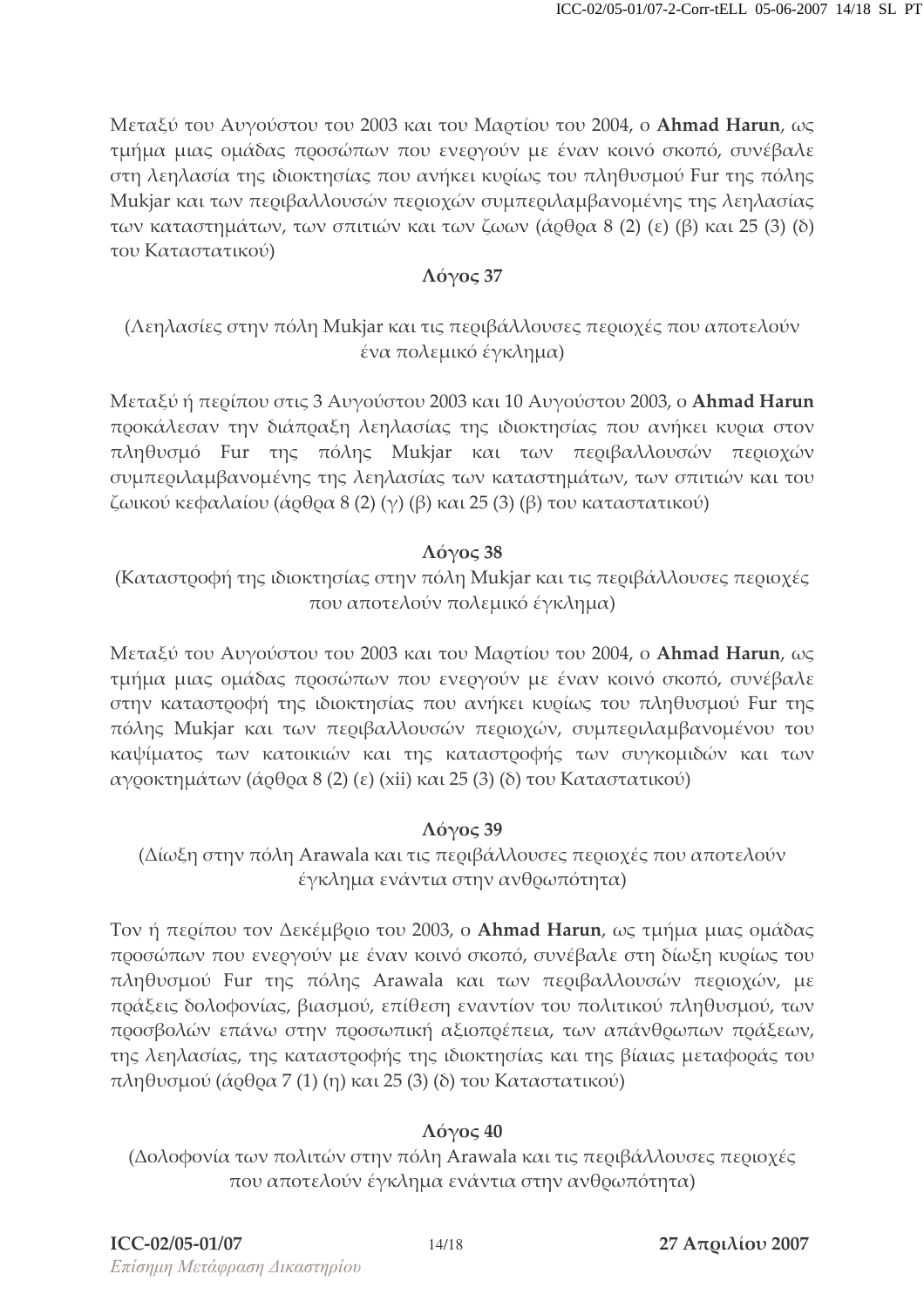Μεταξύ του Αυγούστου του 2003 και του Μαρτίου του 2004, ο **Ahmad Harun**, ως τμήμα μιας ομάδας προσώπων που ενεργούν με έναν κοινό σκοπό, συνέβαλε στη λεηλασία της ιδιοκτησίας που ανήκει κυρίως του πληθυσμού Fur της πόλης Mukjar και των περιβαλλουσών περιοχών συμπεριλαμβανομένης της λεηλασίας των καταστημάτων, των σπιτιών και των ζώων (άρθρα 8 (2) (ε) (β) και 25 (3) (δ) του Καταστατικού)

**Λόγος 37**

(Λεηλασίες στην πόλη Mukjar και τις περιβάλλουσες περιοχές που αποτελούν ένα πολεμικό έγκλημα)

Μεταξύ ή περίπου στις 3 Αυγούστου 2003 και 10 Αυγούστου 2003, ο **Ahmad Harun** προκάλεσαν την διάπραξη λεηλασίας της ιδιοκτησίας που ανήκει κυρια στον πληθυσμό Fur της πόλης Mukjar και των περιβαλλουσών περιοχών συμπεριλαμβανομένης της λεηλασίας των καταστημάτων, των σπιτιών και του ζωικού κεφαλαίου (άρθρα 8 (2) (γ) (β) και 25 (3) (β) του καταστατικού)

**Λόγος 38**

(Καταστροφή της ιδιοκτησίας στην πόλη Mukjar και τις περιβάλλουσες περιοχές που αποτελούν πολεμικό έγκλημα)

Μεταξύ του Αυγούστου του 2003 και του Μαρτίου του 2004, ο **Ahmad Harun**, ως τμήμα μιας ομάδας προσώπων που ενεργούν με έναν κοινό σκοπό, συνέβαλε στην καταστροφή της ιδιοκτησίας που ανήκει κυρίως του πληθυσμού Fur της πόλης Mukjar και των περιβαλλουσών περιοχών, συμπεριλαμβανομένου του καψίματος των κατοικιών και της καταστροφής των συγκομιδών και των αγροκτημάτων (άρθρα 8 (2) (ε) (xii) και 25 (3) (δ) του Καταστατικού)

**Λόγος 39**

(Δίωξη στην πόλη Arawala και τις περιβάλλουσες περιοχές που αποτελούν έγκλημα ενάντια στην ανθρωπότητα)

Τον ή περίπου τον Δεκέμβριο του 2003, ο **Ahmad Harun**, ως τμήμα μιας ομάδας προσώπων που ενεργούν με έναν κοινό σκοπό, συνέβαλε στη δίωξη κυρίως του πληθυσμού Fur της πόλης Arawala και των περιβαλλουσών περιοχών, με πράξεις δολοφονίας, βιασμού, επίθεση εναντίον του πολιτικού πληθυσμού, των προσβολών επάνω στην προσωπική αξιοπρέπεια, των απάνθρωπων πράξεων, της λεηλασίας, της καταστροφής της ιδιοκτησίας και της βίαιας μεταφοράς του πληθυσμού (άρθρα 7 (1) (η) και 25 (3) (δ) του Καταστατικού)

**Λόγος 40**

(Δολοφονία των πολιτών στην πόλη Arawala και τις περιβάλλουσες περιοχές που αποτελούν έγκλημα ενάντια στην ανθρωπότητα)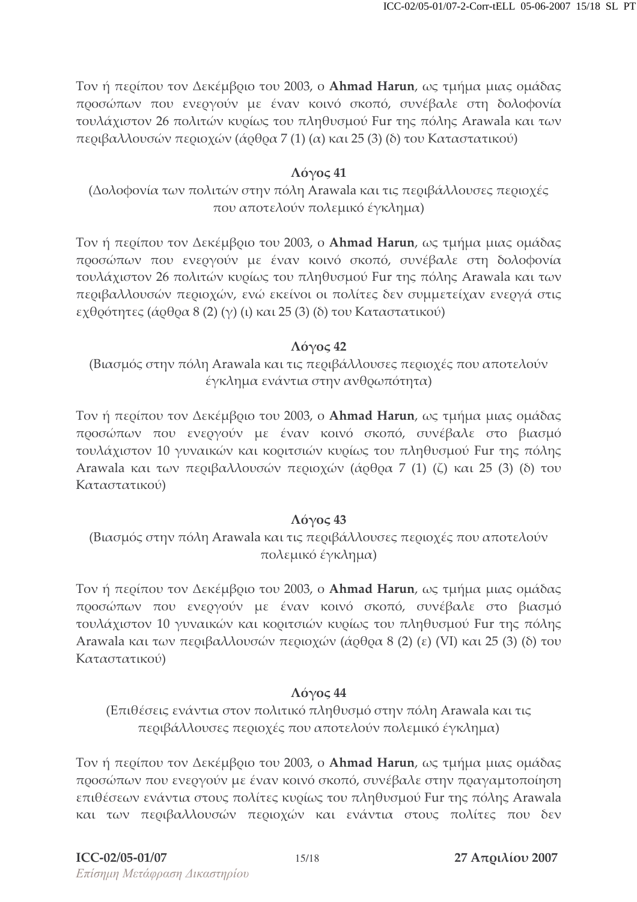Τον ή περίπου τον Δεκέμβριο του 2003, ο **Ahmad Harun**, ως τμήμα μιας ομάδας προσώπων που ενεργούν με έναν κοινό σκοπό, συνέβαλε στη δολοφονία τουλάχιστον 26 πολιτών κυρίως του πληθυσμού Fur της πόλης Arawala και των περιβαλλουσών περιοχών (άρθρα 7 (1) (α) και 25 (3) (δ) του Καταστατικού)

**Λόγος 41**

(Δολοφονία των πολιτών στην πόλη Arawala και τις περιβάλλουσες περιοχές που αποτελούν πολεμικό έγκλημα)

Τον ή περίπου τον Δεκέμβριο του 2003, ο **Ahmad Harun**, ως τμήμα μιας ομάδας προσώπων που ενεργούν με έναν κοινό σκοπό, συνέβαλε στη δολοφονία τουλάχιστον 26 πολιτών κυρίως του πληθυσμού Fur της πόλης Arawala και των περιβαλλουσών περιοχών, ενώ εκείνοι οι πολίτες δεν συμμετείχαν ενεργά στις εχθρότητες (άρθρα 8 (2) (γ) (ι) και 25 (3) (δ) του Καταστατικού)

**Λόγος 42**

(Βιασμός στην πόλη Arawala και τις περιβάλλουσες περιοχές που αποτελούν έγκλημα ενάντια στην ανθρωπότητα)

Τον ή περίπου τον Δεκέμβριο του 2003, ο **Ahmad Harun**, ως τμήμα μιας ομάδας προσώπων που ενεργούν με έναν κοινό σκοπό, συνέβαλε στο βιασμό τουλάχιστον 10 γυναικών και κοριτσιών κυρίως του πληθυσμού Fur της πόλης Arawala και των περιβαλλουσών περιοχών (άρθρα 7 (1) (ζ) και 25 (3) (δ) του Καταστατικού)

**Λόγος 43**

(Βιασμός στην πόλη Arawala και τις περιβάλλουσες περιοχές που αποτελούν πολεμικό έγκλημα)

Τον ή περίπου τον Δεκέμβριο του 2003, ο **Ahmad Harun**, ως τμήμα μιας ομάδας προσώπων που ενεργούν με έναν κοινό σκοπό, συνέβαλε στο βιασμό τουλάχιστον 10 γυναικών και κοριτσιών κυρίως του πληθυσμού Fur της πόλης Arawala και των περιβαλλουσών περιοχών (άρθρα 8 (2) (ε) (VI) και 25 (3) (δ) του Καταστατικού)

**Λόγος 44**

(Επιθέσεις ενάντια στον πολιτικό πληθυσμό στην πόλη Arawala και τις περιβάλλουσες περιοχές που αποτελούν πολεμικό έγκλημα)

Τον ή περίπου τον Δεκέμβριο του 2003, ο **Ahmad Harun**, ως τμήμα μιας ομάδας προσώπων που ενεργούν με έναν κοινό σκοπό, συνέβαλε στην πραγαμτοποίηση επιθέσεων ενάντια στους πολίτες κυρίως του πληθυσμού Fur της πόλης Arawala και των περιβαλλουσών περιοχών και ενάντια στους πολίτες που δεν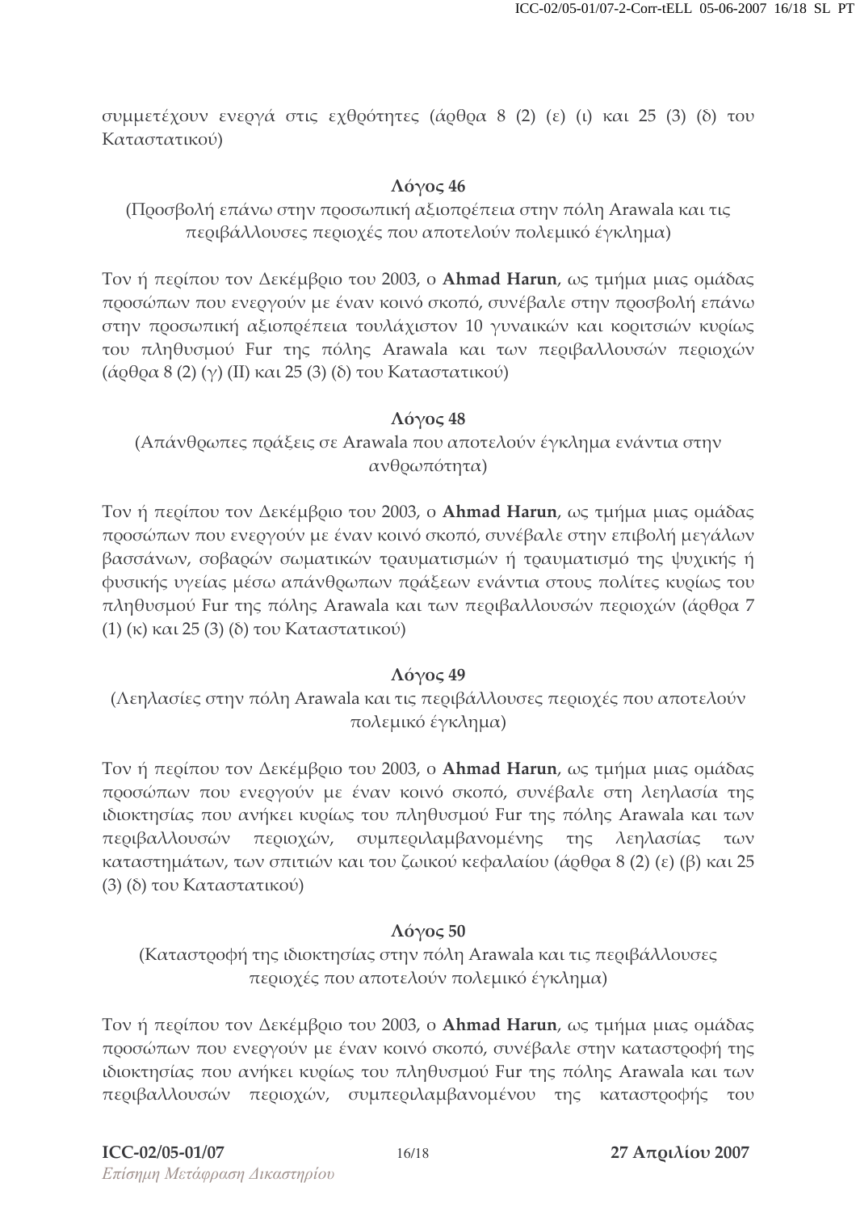συμμετέχουν ενεργά στις εχθρότητες (άρθρα 8 (2) (ε) (ι) και 25 (3) (δ) του Καταστατικού)

### Λόγος 46

(Προσβολή επάνω στην προσωπική αξιοπρέπεια στην πόλη Arawala και τις περιβάλλουσες περιοχές που αποτελούν πολεμικό έγκλημα)

Τον ή περίπου τον Δεκέμβριο του 2003, ο **Ahmad Harun**, ως τμήμα μιας ομάδας προσώπων που ενεργούν με έναν κοινό σκοπό, συνέβαλε στην προσβολή επάνω στην προσωπική αξιοπρέπεια τουλάχιστον 10 γυναικών και κοριτσιών κυρίως του πληθυσμού Fur της πόλης Arawala και των περιβαλλουσών περιοχών (άρθρα 8 (2) (γ) (ΙΙ) και 25 (3) (δ) του Καταστατικού)

### Λόγος 48

(Απάνθρωπες πράξεις σε Arawala που αποτελούν έγκλημα ενάντια στην ανθρωπότητα)

Τον ή περίπου τον Δεκέμβριο του 2003, ο **Ahmad Harun**, ως τμήμα μιας ομάδας προσώπων που ενεργούν με έναν κοινό σκοπό, συνέβαλε στην επιβολή μεγάλων βασσάνων, σοβαρών σωματικών τραυματισμών ή τραυματισμό της ψυχικής ή φυσικής υγείας μέσω απάνθρωπων πράξεων ενάντια στους πολίτες κυρίως του πληθυσμού Fur της πόλης Arawala και των περιβαλλουσών περιοχών (άρθρα 7 (1) (κ) και 25 (3) (δ) του Καταστατικού)

### Λόγος 49

(Λεηλασίες στην πόλη Arawala και τις περιβάλλουσες περιοχές που αποτελούν πολεμικό έγκλημα)

Τον ή περίπου τον Δεκέμβριο του 2003, ο **Ahmad Harun**, ως τμήμα μιας ομάδας προσώπων που ενεργούν με έναν κοινό σκοπό, συνέβαλε στη λεηλασία της ιδιοκτησίας που ανήκει κυρίως του πληθυσμού Fur της πόλης Arawala και των περιβαλλουσών περιοχών, συμπεριλαμβανομένης της λεηλασίας των καταστημάτων, των σπιτιών και του ζωικού κεφαλαίου (άρθρα 8 (2) (ε) (β) και 25 (3) (δ) του Καταστατικού)

### Λόγος 50

(Καταστροφή της ιδιοκτησίας στην πόλη Arawala και τις περιβάλλουσες περιοχές που αποτελούν πολεμικό έγκλημα)

Τον ή περίπου τον Δεκέμβριο του 2003, ο **Ahmad Harun**, ως τμήμα μιας ομάδας προσώπων που ενεργούν με έναν κοινό σκοπό, συνέβαλε στην καταστροφή της ιδιοκτησίας που ανήκει κυρίως του πληθυσμού Fur της πόλης Arawala και των περιβαλλουσών περιοχών, συμπεριλαμβανομένου της καταστροφής του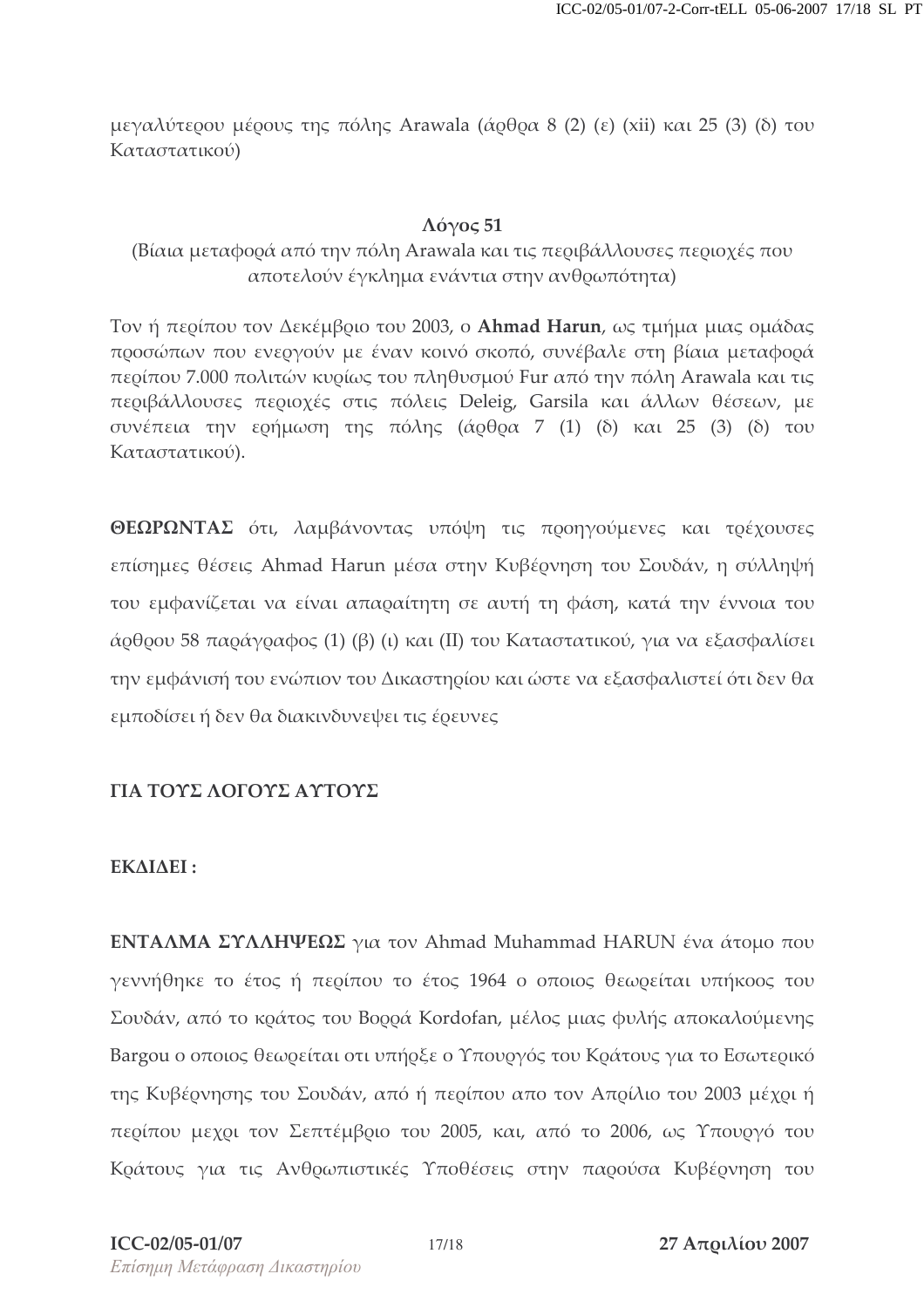μεγαλύτερου μέρους της πόλης Arawala (άρθρα 8 (2) (ε) (xii) και 25 (3) (δ) του Καταστατικού)

**Λόγος 51**

(Βίαια μεταφορά από την πόλη Arawala και τις περιβάλλουσες περιοχές που αποτελούν έγκλημα ενάντια στην ανθρωπότητα)

Τον ή περίπου τον Δεκέμβριο του 2003, ο **Ahmad Harun**, ως τμήμα μιας ομάδας προσώπων που ενεργούν με έναν κοινό σκοπό, συνέβαλε στη βίαια μεταφορά περίπου 7.000 πολιτών κυρίως του πληθυσμού Fur από την πόλη Arawala και τις περιβάλλουσες περιοχές στις πόλεις Deleig, Garsila και άλλων θέσεων, με συνέπεια την ερήμωση της πόλης (άρθρα 7 (1) (δ) και 25 (3) (δ) του Καταστατικού).

**ΘΕΩΡΩΝΤΑΣ** ότι, λαμβάνοντας υπόψη τις προηγούμενες και τρέχουσες επίσημες θέσεις Ahmad Harun μέσα στην Κυβέρνηση του Σουδάν, η σύλληψή του εμφανίζεται να είναι απαραίτητη σε αυτή τη φάση, κατά την έννοια του άρθρου 58 παράγραφος (1) (β) (ι) και (ΙΙ) του Καταστατικού, για να εξασφαλίσει την εμφάνισή του ενώπιον του Δικαστηρίου και ώστε να εξασφαλιστεί ότι δεν θα εμποδίσει ή δεν θα διακινδυνεψει τις έρευνες

**ΓΙΑ ΤΟΥΣ ΛΟΓΟΥΣ ΑΥΤΟΥΣ**

**ΕΚΔΙΔΕΙ :**

**ΕΝΤΑΛΜΑ ΣΥΛΛΗΨΕΩΣ** για τον Ahmad Muhammad HARUN ένα άτομο που γεννήθηκε το έτος ή περίπου το έτος 1964 ο οποιος θεωρείται υπήκοος του Σουδάν, από το κράτος του Βορρά Kordofan, μέλος μιας φυλής αποκαλούμενης Bargou ο οποιος θεωρείται οτι υπήρξε ο Υπουργός του Κράτους για το Εσωτερικό της Κυβέρνησης του Σουδάν, από ή περίπου απο τον Απρίλιο του 2003 μέχρι ή περίπου μεχρι τον Σεπτέμβριο του 2005, και, από το 2006, ως Υπουργό του Κράτους για τις Ανθρωπιστικές Υποθέσεις στην παρούσα Κυβέρνηση του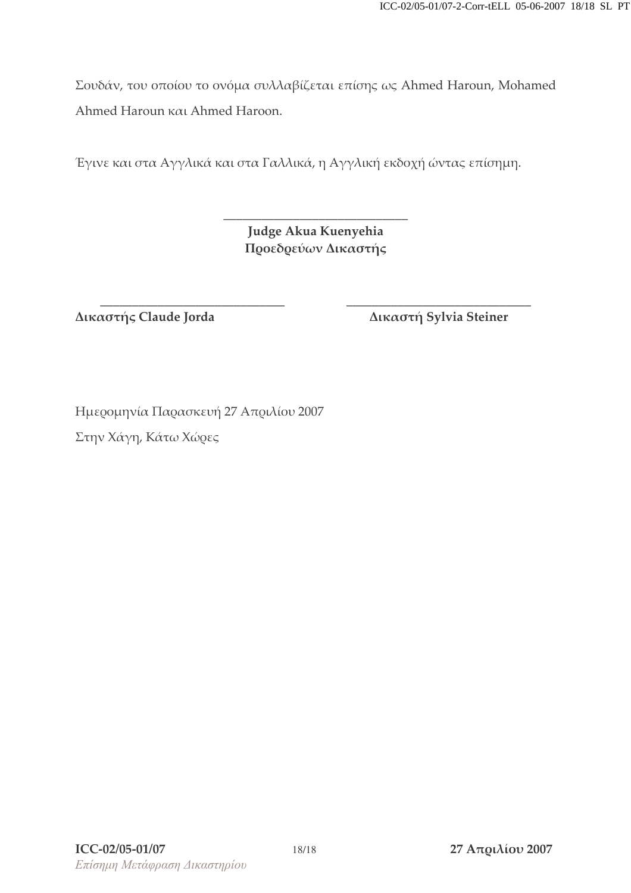Σουδάν, του οποίου το όνομα συλλαβίζεται επίσης ως Ahmed Haroun, Mohamed Ahmed Haroun και Ahmed Haroon.

Έγινε και στα Αγγλικά και στα Γαλλικά, η Αγγλική εκδοχή ώντας επίσημη.

\_\_\_\_\_\_\_\_\_\_\_\_\_\_\_\_\_\_\_\_\_\_\_\_\_\_\_\_

**Judge Akua Kuenyehia**
**Προεδρεύων Δικαστής**

\_\_\_\_\_\_\_\_\_\_\_\_\_\_\_\_\_\_\_\_\_\_\_\_\_\_\_\_

**Δικαστής Claude Jorda**

\_\_\_\_\_\_\_\_\_\_\_\_\_\_\_\_\_\_\_\_\_\_\_\_\_\_\_\_

**Δικαστή Sylvia Steiner**

Ημερομηνία Παρασκευή 27 Απριλίου 2007

Στην Χάγη, Κάτω Χώρες